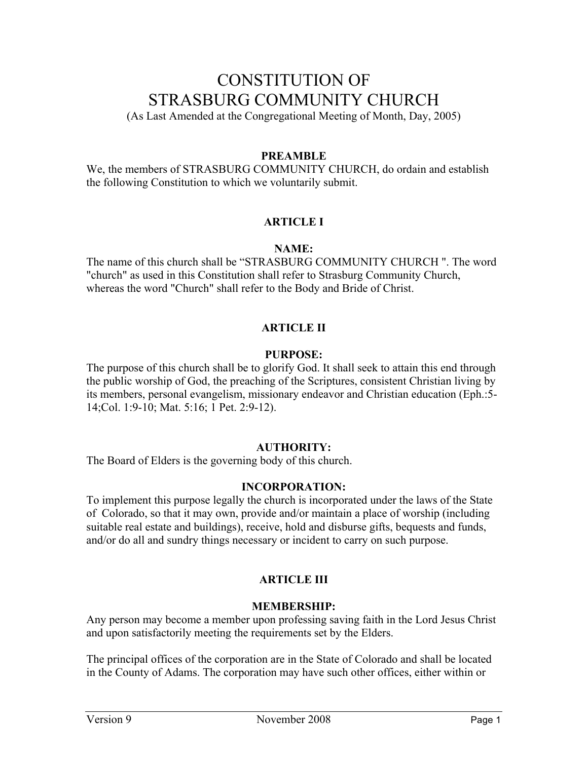# CONSTITUTION OF STRASBURG COMMUNITY CHURCH

(As Last Amended at the Congregational Meeting of Month, Day, 2005)

**PREAMBLE**

We, the members of STRASBURG COMMUNITY CHURCH, do ordain and establish the following Constitution to which we voluntarily submit.

## ARTICLE I

**NAME:**

The name of this church shall be "STRASBURG COMMUNITY CHURCH ". The word "church" as used in this Constitution shall refer to Strasburg Community Church, whereas the word "Church" shall refer to the Body and Bride of Christ.

## ARTICLE II

**PURPOSE:**

The purpose of this church shall be to glorify God. It shall seek to attain this end through the public worship of God, the preaching of the Scriptures, consistent Christian living by its members, personal evangelism, missionary endeavor and Christian education (Eph.:5-14;Col. 1:9-10; Mat. 5:16; 1 Pet. 2:9-12).

**AUTHORITY:**

The Board of Elders is the governing body of this church.

**INCORPORATION:**

To implement this purpose legally the church is incorporated under the laws of the State of Colorado, so that it may own, provide and/or maintain a place of worship (including suitable real estate and buildings), receive, hold and disburse gifts, bequests and funds, and/or do all and sundry things necessary or incident to carry on such purpose.

## ARTICLE III

**MEMBERSHIP:**

Any person may become a member upon professing saving faith in the Lord Jesus Christ and upon satisfactorily meeting the requirements set by the Elders.

The principal offices of the corporation are in the State of Colorado and shall be located in the County of Adams. The corporation may have such other offices, either within or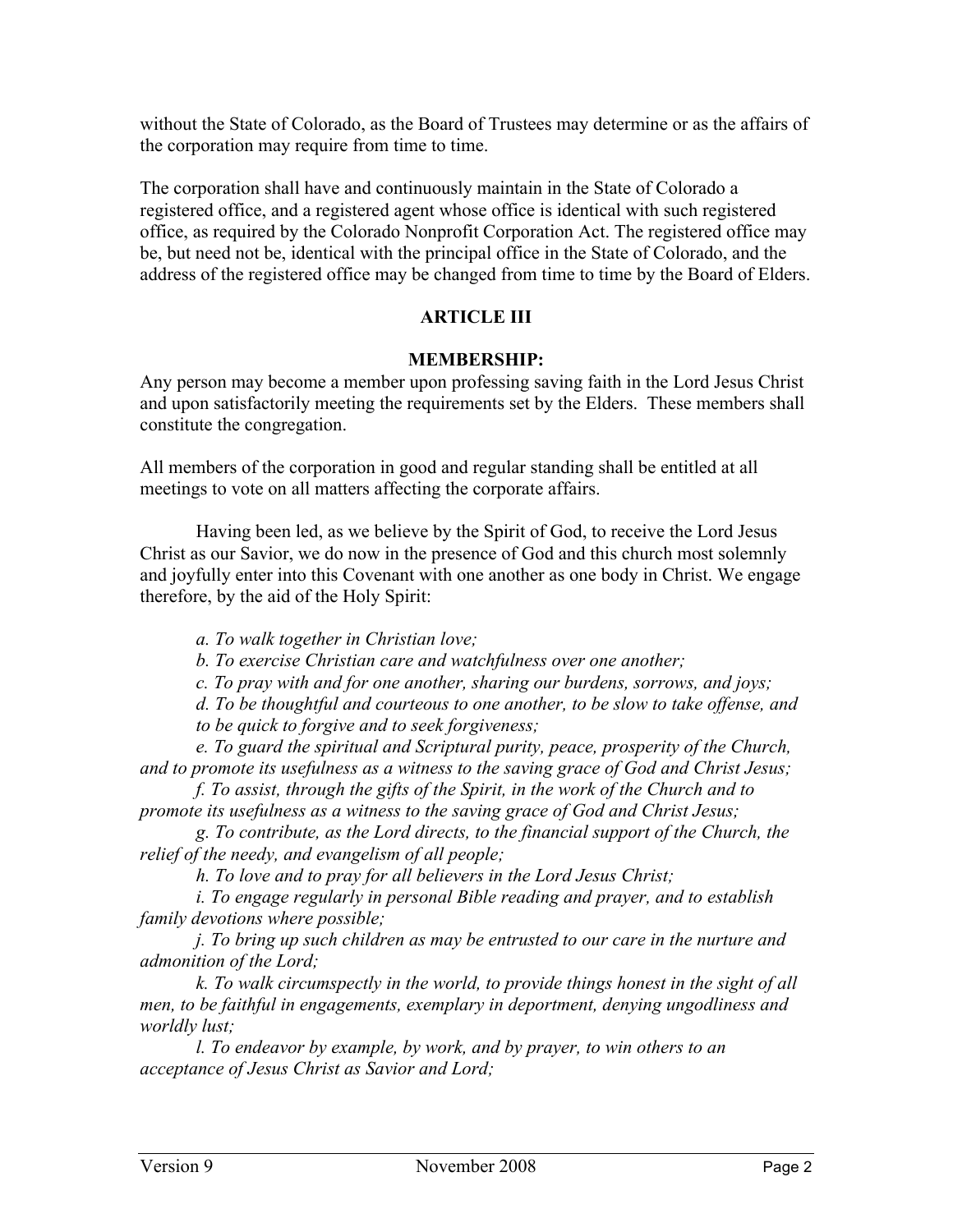without the State of Colorado, as the Board of Trustees may determine or as the affairs of the corporation may require from time to time.

The corporation shall have and continuously maintain in the State of Colorado a registered office, and a registered agent whose office is identical with such registered office, as required by the Colorado Nonprofit Corporation Act. The registered office may be, but need not be, identical with the principal office in the State of Colorado, and the address of the registered office may be changed from time to time by the Board of Elders.

## ARTICLE III

### MEMBERSHIP:

Any person may become a member upon professing saving faith in the Lord Jesus Christ and upon satisfactorily meeting the requirements set by the Elders. These members shall constitute the congregation.

All members of the corporation in good and regular standing shall be entitled at all meetings to vote on all matters affecting the corporate affairs.

Having been led, as we believe by the Spirit of God, to receive the Lord Jesus Christ as our Savior, we do now in the presence of God and this church most solemnly and joyfully enter into this Covenant with one another as one body in Christ. We engage therefore, by the aid of the Holy Spirit:

*a. To walk together in Christian love;*

*b. To exercise Christian care and watchfulness over one another;*

*c. To pray with and for one another, sharing our burdens, sorrows, and joys;*

*d. To be thoughtful and courteous to one another, to be slow to take offense, and to be quick to forgive and to seek forgiveness;*

*e. To guard the spiritual and Scriptural purity, peace, prosperity of the Church, and to promote its usefulness as a witness to the saving grace of God and Christ Jesus;*

*f. To assist, through the gifts of the Spirit, in the work of the Church and to promote its usefulness as a witness to the saving grace of God and Christ Jesus;*

*g. To contribute, as the Lord directs, to the financial support of the Church, the relief of the needy, and evangelism of all people;*

*h. To love and to pray for all believers in the Lord Jesus Christ;*

*i. To engage regularly in personal Bible reading and prayer, and to establish family devotions where possible;*

*j. To bring up such children as may be entrusted to our care in the nurture and admonition of the Lord;*

*k. To walk circumspectly in the world, to provide things honest in the sight of all men, to be faithful in engagements, exemplary in deportment, denying ungodliness and worldly lust;*

*l. To endeavor by example, by work, and by prayer, to win others to an acceptance of Jesus Christ as Savior and Lord;*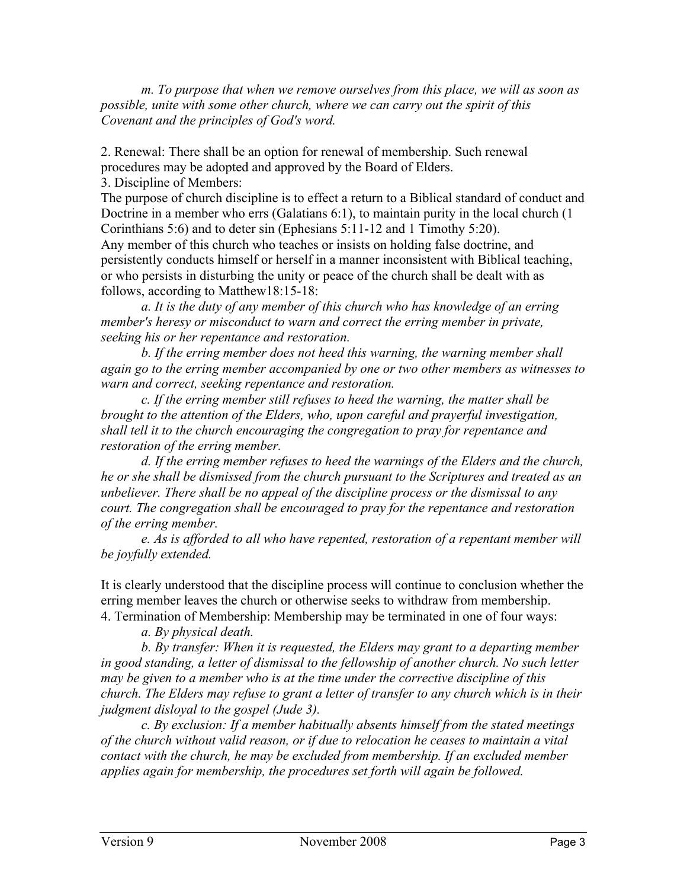*m. To purpose that when we remove ourselves from this place, we will as soon as possible, unite with some other church, where we can carry out the spirit of this Covenant and the principles of God's word.*

2. Renewal: There shall be an option for renewal of membership. Such renewal procedures may be adopted and approved by the Board of Elders.

3. Discipline of Members:

The purpose of church discipline is to effect a return to a Biblical standard of conduct and Doctrine in a member who errs (Galatians 6:1), to maintain purity in the local church (1 Corinthians 5:6) and to deter sin (Ephesians 5:11-12 and 1 Timothy 5:20).

Any member of this church who teaches or insists on holding false doctrine, and persistently conducts himself or herself in a manner inconsistent with Biblical teaching, or who persists in disturbing the unity or peace of the church shall be dealt with as follows, according to Matthew18:15-18:

*a. It is the duty of any member of this church who has knowledge of an erring member's heresy or misconduct to warn and correct the erring member in private, seeking his or her repentance and restoration.*

*b. If the erring member does not heed this warning, the warning member shall again go to the erring member accompanied by one or two other members as witnesses to warn and correct, seeking repentance and restoration.*

*c. If the erring member still refuses to heed the warning, the matter shall be brought to the attention of the Elders, who, upon careful and prayerful investigation, shall tell it to the church encouraging the congregation to pray for repentance and restoration of the erring member.*

*d. If the erring member refuses to heed the warnings of the Elders and the church, he or she shall be dismissed from the church pursuant to the Scriptures and treated as an unbeliever. There shall be no appeal of the discipline process or the dismissal to any court. The congregation shall be encouraged to pray for the repentance and restoration of the erring member.*

*e. As is afforded to all who have repented, restoration of a repentant member will be joyfully extended.*

It is clearly understood that the discipline process will continue to conclusion whether the erring member leaves the church or otherwise seeks to withdraw from membership.

4. Termination of Membership: Membership may be terminated in one of four ways:

*a. By physical death.*

*b. By transfer: When it is requested, the Elders may grant to a departing member in good standing, a letter of dismissal to the fellowship of another church. No such letter may be given to a member who is at the time under the corrective discipline of this church. The Elders may refuse to grant a letter of transfer to any church which is in their judgment disloyal to the gospel (Jude 3).*

*c. By exclusion: If a member habitually absents himself from the stated meetings of the church without valid reason, or if due to relocation he ceases to maintain a vital contact with the church, he may be excluded from membership. If an excluded member applies again for membership, the procedures set forth will again be followed.*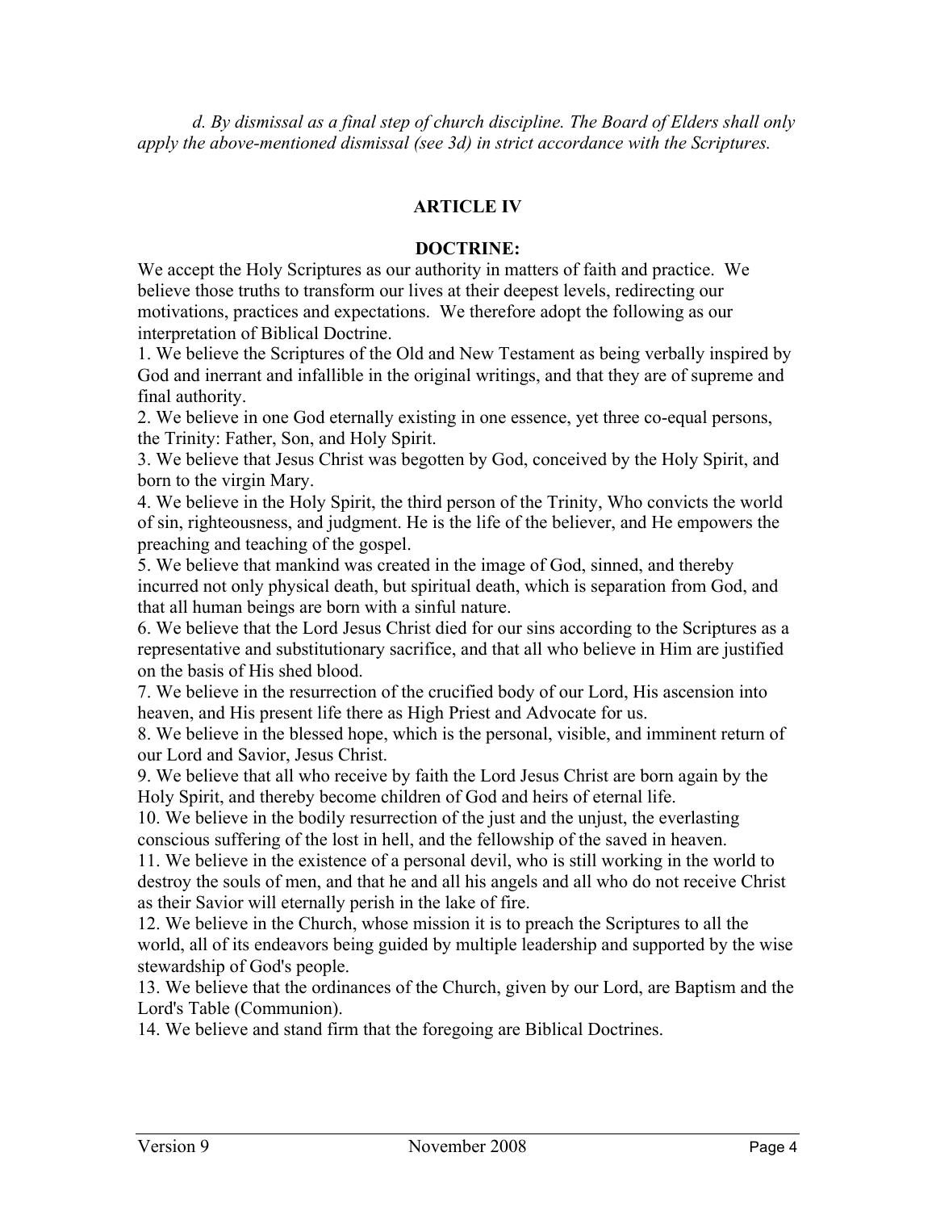*d. By dismissal as a final step of church discipline. The Board of Elders shall only apply the above-mentioned dismissal (see 3d) in strict accordance with the Scriptures.*

## ARTICLE IV

### DOCTRINE:

We accept the Holy Scriptures as our authority in matters of faith and practice. We believe those truths to transform our lives at their deepest levels, redirecting our motivations, practices and expectations. We therefore adopt the following as our interpretation of Biblical Doctrine.

1. We believe the Scriptures of the Old and New Testament as being verbally inspired by God and inerrant and infallible in the original writings, and that they are of supreme and final authority.
2. We believe in one God eternally existing in one essence, yet three co-equal persons, the Trinity: Father, Son, and Holy Spirit.
3. We believe that Jesus Christ was begotten by God, conceived by the Holy Spirit, and born to the virgin Mary.
4. We believe in the Holy Spirit, the third person of the Trinity, Who convicts the world of sin, righteousness, and judgment. He is the life of the believer, and He empowers the preaching and teaching of the gospel.
5. We believe that mankind was created in the image of God, sinned, and thereby incurred not only physical death, but spiritual death, which is separation from God, and that all human beings are born with a sinful nature.
6. We believe that the Lord Jesus Christ died for our sins according to the Scriptures as a representative and substitutionary sacrifice, and that all who believe in Him are justified on the basis of His shed blood.
7. We believe in the resurrection of the crucified body of our Lord, His ascension into heaven, and His present life there as High Priest and Advocate for us.
8. We believe in the blessed hope, which is the personal, visible, and imminent return of our Lord and Savior, Jesus Christ.
9. We believe that all who receive by faith the Lord Jesus Christ are born again by the Holy Spirit, and thereby become children of God and heirs of eternal life.
10. We believe in the bodily resurrection of the just and the unjust, the everlasting conscious suffering of the lost in hell, and the fellowship of the saved in heaven.
11. We believe in the existence of a personal devil, who is still working in the world to destroy the souls of men, and that he and all his angels and all who do not receive Christ as their Savior will eternally perish in the lake of fire.
12. We believe in the Church, whose mission it is to preach the Scriptures to all the world, all of its endeavors being guided by multiple leadership and supported by the wise stewardship of God's people.
13. We believe that the ordinances of the Church, given by our Lord, are Baptism and the Lord's Table (Communion).
14. We believe and stand firm that the foregoing are Biblical Doctrines.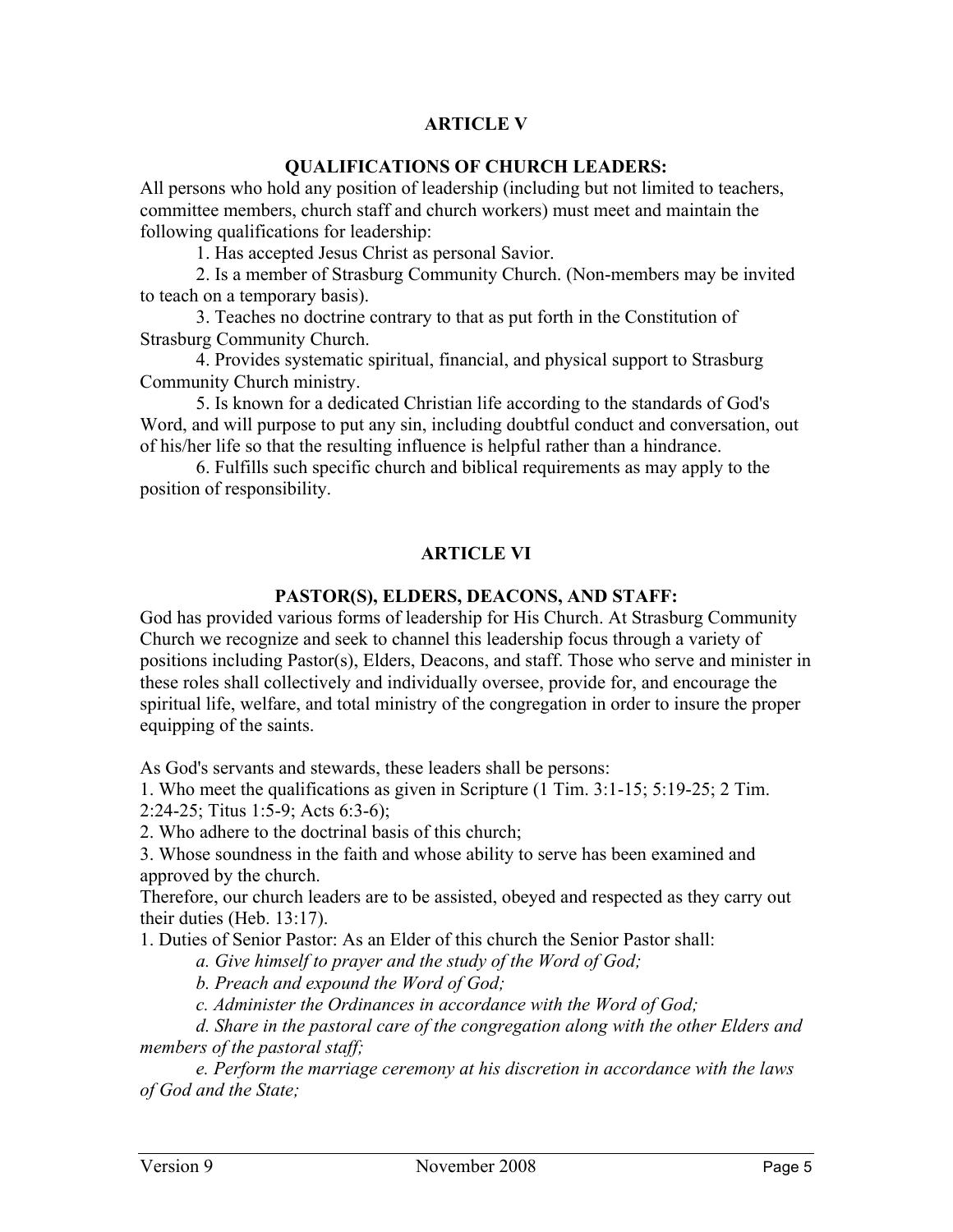## ARTICLE V

### QUALIFICATIONS OF CHURCH LEADERS:

All persons who hold any position of leadership (including but not limited to teachers, committee members, church staff and church workers) must meet and maintain the following qualifications for leadership:

1. Has accepted Jesus Christ as personal Savior.
2. Is a member of Strasburg Community Church. (Non-members may be invited to teach on a temporary basis).
3. Teaches no doctrine contrary to that as put forth in the Constitution of Strasburg Community Church.
4. Provides systematic spiritual, financial, and physical support to Strasburg Community Church ministry.
5. Is known for a dedicated Christian life according to the standards of God's Word, and will purpose to put any sin, including doubtful conduct and conversation, out of his/her life so that the resulting influence is helpful rather than a hindrance.
6. Fulfills such specific church and biblical requirements as may apply to the position of responsibility.

## ARTICLE VI

### PASTOR(S), ELDERS, DEACONS, AND STAFF:

God has provided various forms of leadership for His Church. At Strasburg Community Church we recognize and seek to channel this leadership focus through a variety of positions including Pastor(s), Elders, Deacons, and staff. Those who serve and minister in these roles shall collectively and individually oversee, provide for, and encourage the spiritual life, welfare, and total ministry of the congregation in order to insure the proper equipping of the saints.

As God's servants and stewards, these leaders shall be persons:

1. Who meet the qualifications as given in Scripture (1 Tim. 3:1-15; 5:19-25; 2 Tim. 2:24-25; Titus 1:5-9; Acts 6:3-6);
2. Who adhere to the doctrinal basis of this church;
3. Whose soundness in the faith and whose ability to serve has been examined and approved by the church.

Therefore, our church leaders are to be assisted, obeyed and respected as they carry out their duties (Heb. 13:17).

1. Duties of Senior Pastor: As an Elder of this church the Senior Pastor shall:
   - *a. Give himself to prayer and the study of the Word of God;*
   - *b. Preach and expound the Word of God;*
   - *c. Administer the Ordinances in accordance with the Word of God;*
   - *d. Share in the pastoral care of the congregation along with the other Elders and members of the pastoral staff;*
   - *e. Perform the marriage ceremony at his discretion in accordance with the laws of God and the State;*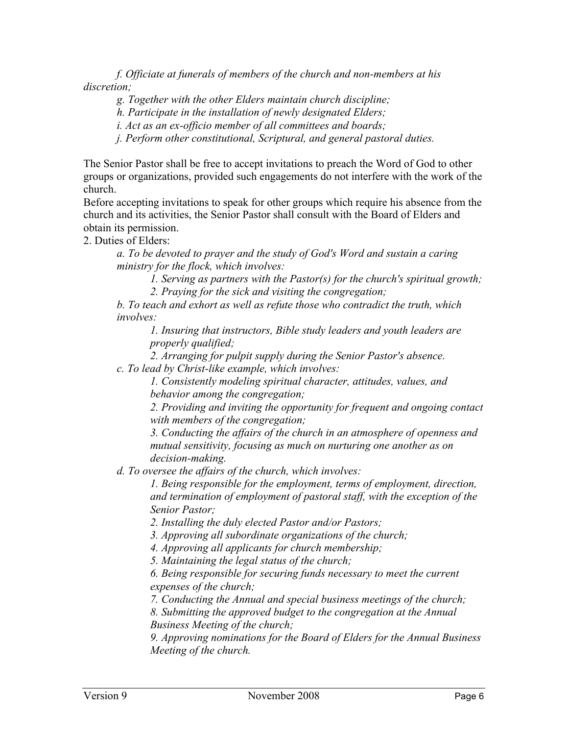*f. Officiate at funerals of members of the church and non-members at his discretion;*

*g. Together with the other Elders maintain church discipline;*

*h. Participate in the installation of newly designated Elders;*

*i. Act as an ex-officio member of all committees and boards;*

*j. Perform other constitutional, Scriptural, and general pastoral duties.*

The Senior Pastor shall be free to accept invitations to preach the Word of God to other groups or organizations, provided such engagements do not interfere with the work of the church.

Before accepting invitations to speak for other groups which require his absence from the church and its activities, the Senior Pastor shall consult with the Board of Elders and obtain its permission.

2. Duties of Elders:

*a. To be devoted to prayer and the study of God's Word and sustain a caring ministry for the flock, which involves:*

*1. Serving as partners with the Pastor(s) for the church's spiritual growth;*

*2. Praying for the sick and visiting the congregation;*

*b. To teach and exhort as well as refute those who contradict the truth, which involves:*

*1. Insuring that instructors, Bible study leaders and youth leaders are properly qualified;*

*2. Arranging for pulpit supply during the Senior Pastor's absence.*

*c. To lead by Christ-like example, which involves:*

*1. Consistently modeling spiritual character, attitudes, values, and behavior among the congregation;*

*2. Providing and inviting the opportunity for frequent and ongoing contact with members of the congregation;*

*3. Conducting the affairs of the church in an atmosphere of openness and mutual sensitivity, focusing as much on nurturing one another as on decision-making.*

*d. To oversee the affairs of the church, which involves:*

*1. Being responsible for the employment, terms of employment, direction, and termination of employment of pastoral staff, with the exception of the Senior Pastor;*

*2. Installing the duly elected Pastor and/or Pastors;*

*3. Approving all subordinate organizations of the church;*

*4. Approving all applicants for church membership;*

*5. Maintaining the legal status of the church;*

*6. Being responsible for securing funds necessary to meet the current expenses of the church;*

*7. Conducting the Annual and special business meetings of the church;*

*8. Submitting the approved budget to the congregation at the Annual Business Meeting of the church;*

*9. Approving nominations for the Board of Elders for the Annual Business Meeting of the church.*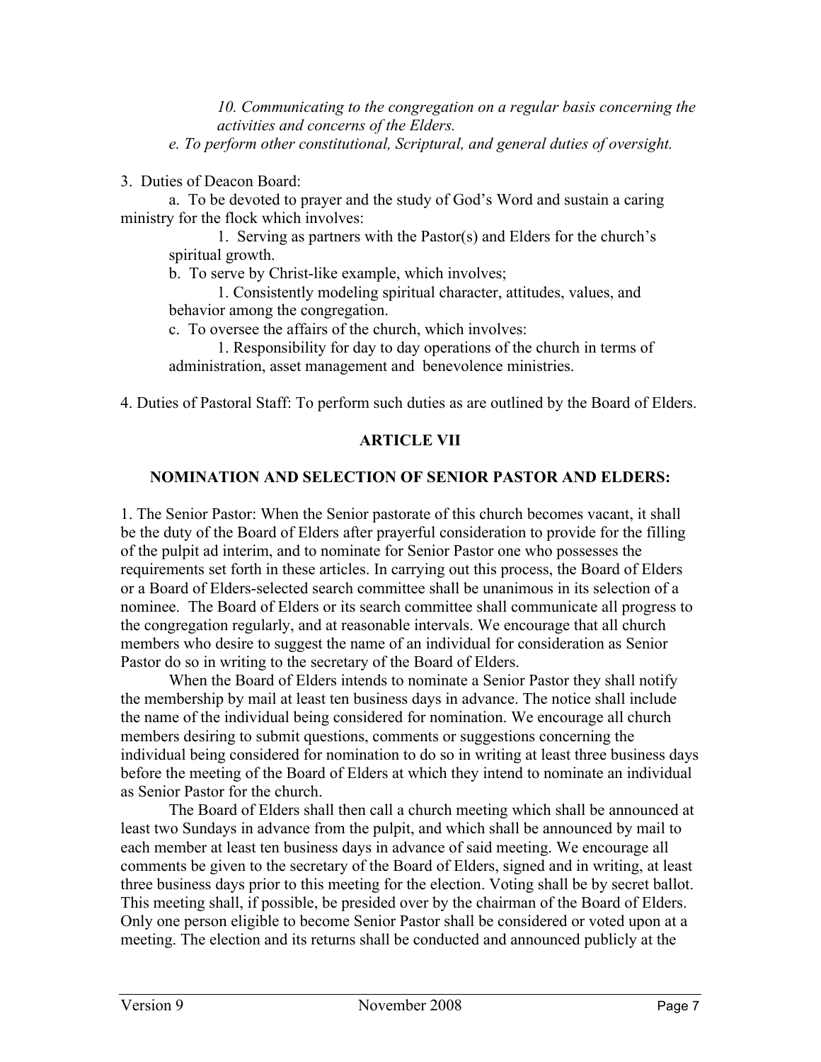*10. Communicating to the congregation on a regular basis concerning the activities and concerns of the Elders.*

*e. To perform other constitutional, Scriptural, and general duties of oversight.*

3. Duties of Deacon Board:

a. To be devoted to prayer and the study of God's Word and sustain a caring ministry for the flock which involves:

1. Serving as partners with the Pastor(s) and Elders for the church's spiritual growth.

b. To serve by Christ-like example, which involves;

1. Consistently modeling spiritual character, attitudes, values, and behavior among the congregation.

c. To oversee the affairs of the church, which involves:

1. Responsibility for day to day operations of the church in terms of administration, asset management and benevolence ministries.

4. Duties of Pastoral Staff: To perform such duties as are outlined by the Board of Elders.

## ARTICLE VII

## NOMINATION AND SELECTION OF SENIOR PASTOR AND ELDERS:

1. The Senior Pastor: When the Senior pastorate of this church becomes vacant, it shall be the duty of the Board of Elders after prayerful consideration to provide for the filling of the pulpit ad interim, and to nominate for Senior Pastor one who possesses the requirements set forth in these articles. In carrying out this process, the Board of Elders or a Board of Elders-selected search committee shall be unanimous in its selection of a nominee. The Board of Elders or its search committee shall communicate all progress to the congregation regularly, and at reasonable intervals. We encourage that all church members who desire to suggest the name of an individual for consideration as Senior Pastor do so in writing to the secretary of the Board of Elders.

When the Board of Elders intends to nominate a Senior Pastor they shall notify the membership by mail at least ten business days in advance. The notice shall include the name of the individual being considered for nomination. We encourage all church members desiring to submit questions, comments or suggestions concerning the individual being considered for nomination to do so in writing at least three business days before the meeting of the Board of Elders at which they intend to nominate an individual as Senior Pastor for the church.

The Board of Elders shall then call a church meeting which shall be announced at least two Sundays in advance from the pulpit, and which shall be announced by mail to each member at least ten business days in advance of said meeting. We encourage all comments be given to the secretary of the Board of Elders, signed and in writing, at least three business days prior to this meeting for the election. Voting shall be by secret ballot. This meeting shall, if possible, be presided over by the chairman of the Board of Elders. Only one person eligible to become Senior Pastor shall be considered or voted upon at a meeting. The election and its returns shall be conducted and announced publicly at the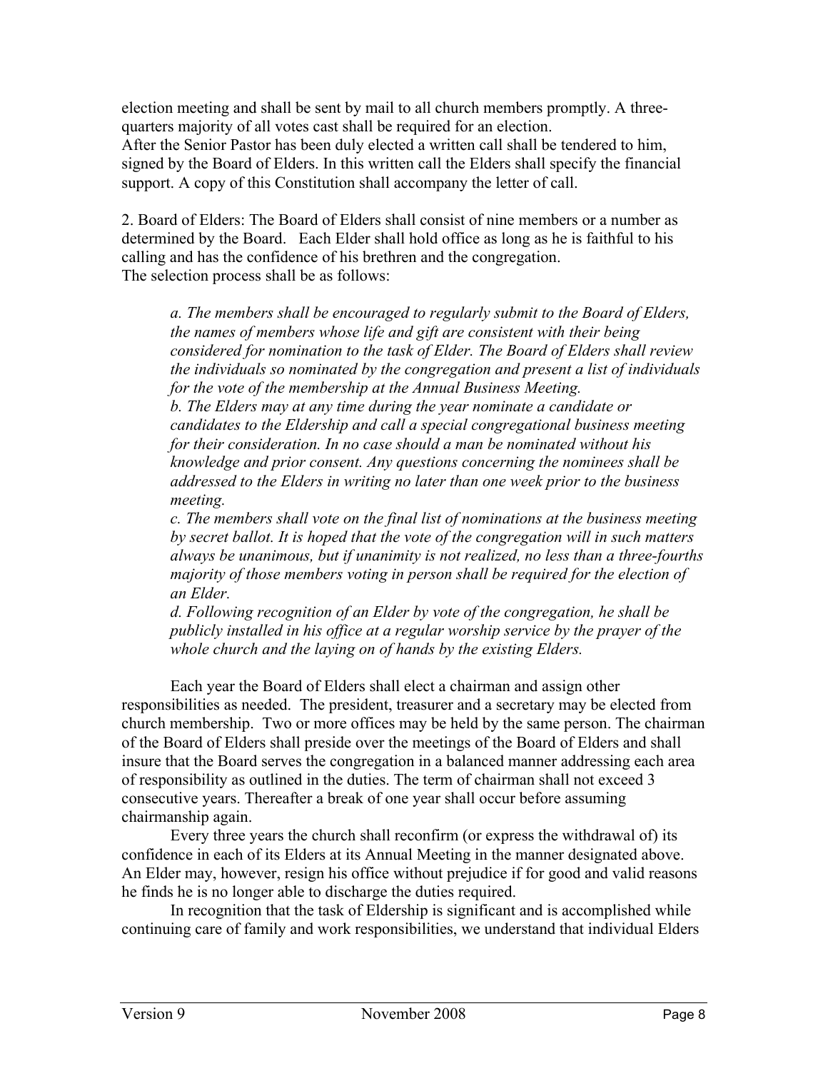election meeting and shall be sent by mail to all church members promptly. A three-quarters majority of all votes cast shall be required for an election.
After the Senior Pastor has been duly elected a written call shall be tendered to him, signed by the Board of Elders. In this written call the Elders shall specify the financial support. A copy of this Constitution shall accompany the letter of call.

2. Board of Elders: The Board of Elders shall consist of nine members or a number as determined by the Board. Each Elder shall hold office as long as he is faithful to his calling and has the confidence of his brethren and the congregation.
The selection process shall be as follows:

> *a. The members shall be encouraged to regularly submit to the Board of Elders, the names of members whose life and gift are consistent with their being considered for nomination to the task of Elder. The Board of Elders shall review the individuals so nominated by the congregation and present a list of individuals for the vote of the membership at the Annual Business Meeting.*
> *b. The Elders may at any time during the year nominate a candidate or candidates to the Eldership and call a special congregational business meeting for their consideration. In no case should a man be nominated without his knowledge and prior consent. Any questions concerning the nominees shall be addressed to the Elders in writing no later than one week prior to the business meeting.*
> *c. The members shall vote on the final list of nominations at the business meeting by secret ballot. It is hoped that the vote of the congregation will in such matters always be unanimous, but if unanimity is not realized, no less than a three-fourths majority of those members voting in person shall be required for the election of an Elder.*
> *d. Following recognition of an Elder by vote of the congregation, he shall be publicly installed in his office at a regular worship service by the prayer of the whole church and the laying on of hands by the existing Elders.*

Each year the Board of Elders shall elect a chairman and assign other responsibilities as needed. The president, treasurer and a secretary may be elected from church membership. Two or more offices may be held by the same person. The chairman of the Board of Elders shall preside over the meetings of the Board of Elders and shall insure that the Board serves the congregation in a balanced manner addressing each area of responsibility as outlined in the duties. The term of chairman shall not exceed 3 consecutive years. Thereafter a break of one year shall occur before assuming chairmanship again.

Every three years the church shall reconfirm (or express the withdrawal of) its confidence in each of its Elders at its Annual Meeting in the manner designated above. An Elder may, however, resign his office without prejudice if for good and valid reasons he finds he is no longer able to discharge the duties required.

In recognition that the task of Eldership is significant and is accomplished while continuing care of family and work responsibilities, we understand that individual Elders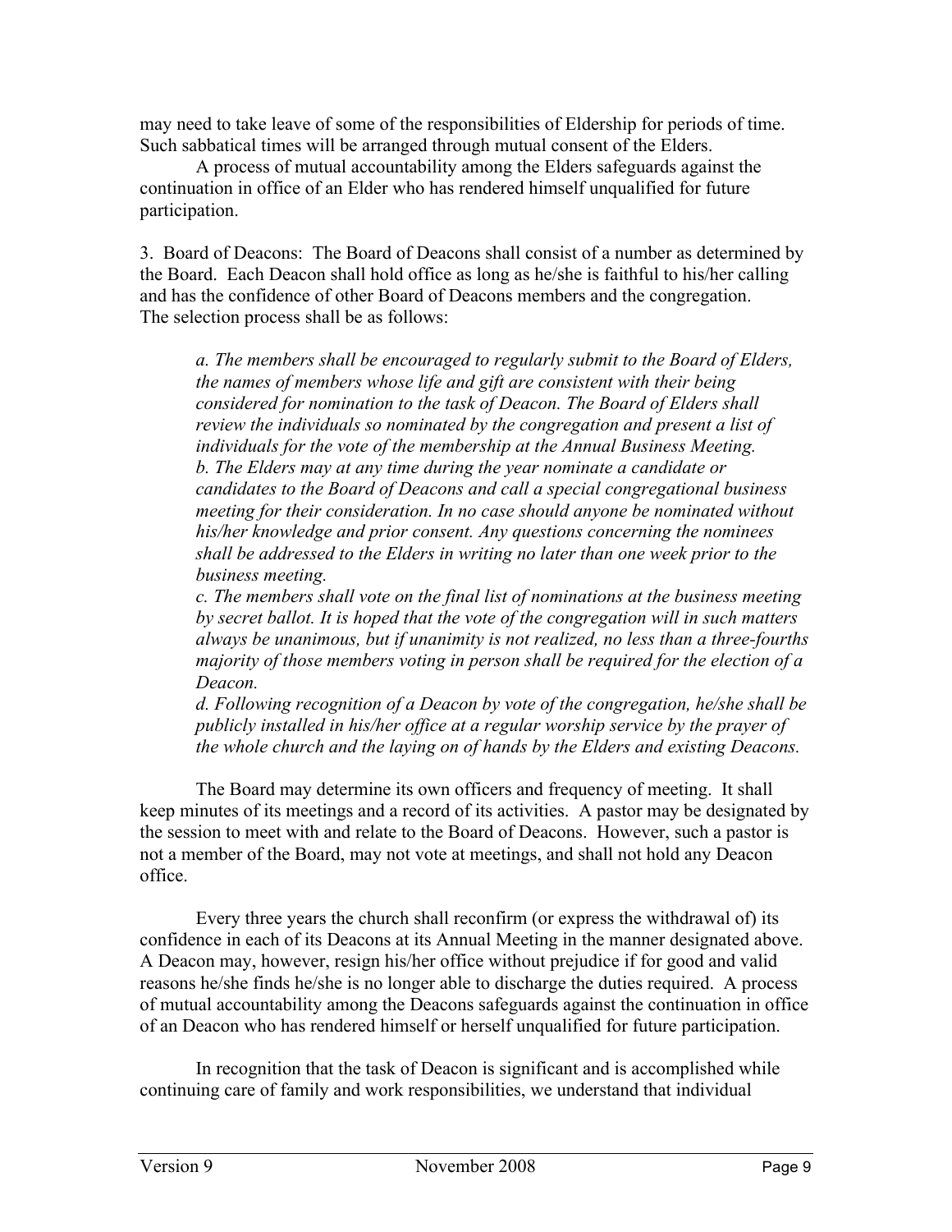may need to take leave of some of the responsibilities of Eldership for periods of time. Such sabbatical times will be arranged through mutual consent of the Elders.

A process of mutual accountability among the Elders safeguards against the continuation in office of an Elder who has rendered himself unqualified for future participation.

3. Board of Deacons: The Board of Deacons shall consist of a number as determined by the Board. Each Deacon shall hold office as long as he/she is faithful to his/her calling and has the confidence of other Board of Deacons members and the congregation. The selection process shall be as follows:

> *a. The members shall be encouraged to regularly submit to the Board of Elders, the names of members whose life and gift are consistent with their being considered for nomination to the task of Deacon. The Board of Elders shall review the individuals so nominated by the congregation and present a list of individuals for the vote of the membership at the Annual Business Meeting.*
> *b. The Elders may at any time during the year nominate a candidate or candidates to the Board of Deacons and call a special congregational business meeting for their consideration. In no case should anyone be nominated without his/her knowledge and prior consent. Any questions concerning the nominees shall be addressed to the Elders in writing no later than one week prior to the business meeting.*
> *c. The members shall vote on the final list of nominations at the business meeting by secret ballot. It is hoped that the vote of the congregation will in such matters always be unanimous, but if unanimity is not realized, no less than a three-fourths majority of those members voting in person shall be required for the election of a Deacon.*
> *d. Following recognition of a Deacon by vote of the congregation, he/she shall be publicly installed in his/her office at a regular worship service by the prayer of the whole church and the laying on of hands by the Elders and existing Deacons.*

The Board may determine its own officers and frequency of meeting. It shall keep minutes of its meetings and a record of its activities. A pastor may be designated by the session to meet with and relate to the Board of Deacons. However, such a pastor is not a member of the Board, may not vote at meetings, and shall not hold any Deacon office.

Every three years the church shall reconfirm (or express the withdrawal of) its confidence in each of its Deacons at its Annual Meeting in the manner designated above. A Deacon may, however, resign his/her office without prejudice if for good and valid reasons he/she finds he/she is no longer able to discharge the duties required. A process of mutual accountability among the Deacons safeguards against the continuation in office of an Deacon who has rendered himself or herself unqualified for future participation.

In recognition that the task of Deacon is significant and is accomplished while continuing care of family and work responsibilities, we understand that individual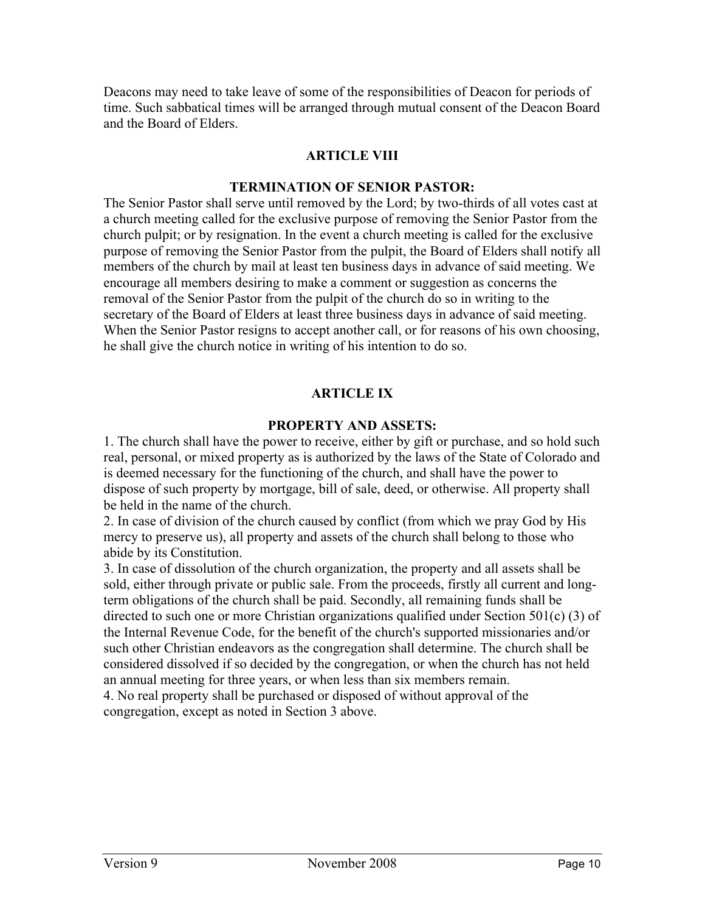Deacons may need to take leave of some of the responsibilities of Deacon for periods of time. Such sabbatical times will be arranged through mutual consent of the Deacon Board and the Board of Elders.

## ARTICLE VIII

### TERMINATION OF SENIOR PASTOR:

The Senior Pastor shall serve until removed by the Lord; by two-thirds of all votes cast at a church meeting called for the exclusive purpose of removing the Senior Pastor from the church pulpit; or by resignation. In the event a church meeting is called for the exclusive purpose of removing the Senior Pastor from the pulpit, the Board of Elders shall notify all members of the church by mail at least ten business days in advance of said meeting. We encourage all members desiring to make a comment or suggestion as concerns the removal of the Senior Pastor from the pulpit of the church do so in writing to the secretary of the Board of Elders at least three business days in advance of said meeting. When the Senior Pastor resigns to accept another call, or for reasons of his own choosing, he shall give the church notice in writing of his intention to do so.

## ARTICLE IX

### PROPERTY AND ASSETS:

1. The church shall have the power to receive, either by gift or purchase, and so hold such real, personal, or mixed property as is authorized by the laws of the State of Colorado and is deemed necessary for the functioning of the church, and shall have the power to dispose of such property by mortgage, bill of sale, deed, or otherwise. All property shall be held in the name of the church.
2. In case of division of the church caused by conflict (from which we pray God by His mercy to preserve us), all property and assets of the church shall belong to those who abide by its Constitution.
3. In case of dissolution of the church organization, the property and all assets shall be sold, either through private or public sale. From the proceeds, firstly all current and long-term obligations of the church shall be paid. Secondly, all remaining funds shall be directed to such one or more Christian organizations qualified under Section 501(c) (3) of the Internal Revenue Code, for the benefit of the church's supported missionaries and/or such other Christian endeavors as the congregation shall determine. The church shall be considered dissolved if so decided by the congregation, or when the church has not held an annual meeting for three years, or when less than six members remain.
4. No real property shall be purchased or disposed of without approval of the congregation, except as noted in Section 3 above.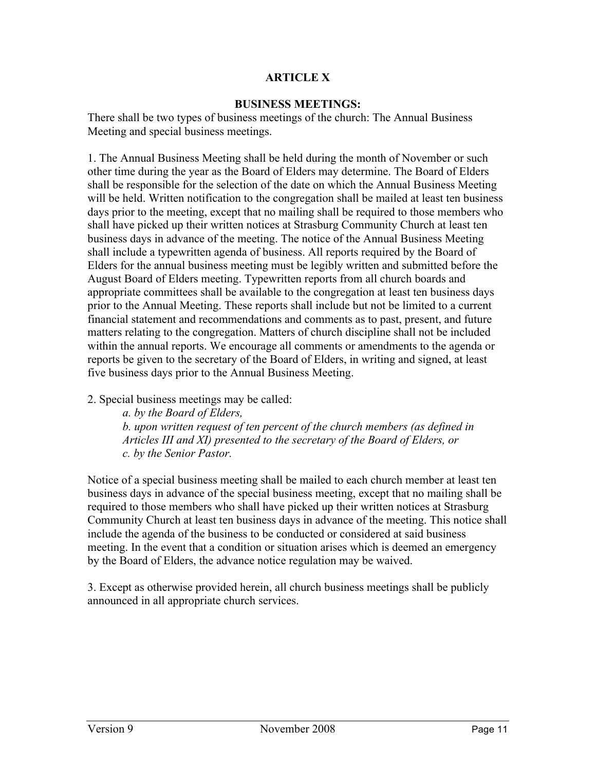## ARTICLE X

### BUSINESS MEETINGS:

There shall be two types of business meetings of the church: The Annual Business Meeting and special business meetings.

1. The Annual Business Meeting shall be held during the month of November or such other time during the year as the Board of Elders may determine. The Board of Elders shall be responsible for the selection of the date on which the Annual Business Meeting will be held. Written notification to the congregation shall be mailed at least ten business days prior to the meeting, except that no mailing shall be required to those members who shall have picked up their written notices at Strasburg Community Church at least ten business days in advance of the meeting. The notice of the Annual Business Meeting shall include a typewritten agenda of business. All reports required by the Board of Elders for the annual business meeting must be legibly written and submitted before the August Board of Elders meeting. Typewritten reports from all church boards and appropriate committees shall be available to the congregation at least ten business days prior to the Annual Meeting. These reports shall include but not be limited to a current financial statement and recommendations and comments as to past, present, and future matters relating to the congregation. Matters of church discipline shall not be included within the annual reports. We encourage all comments or amendments to the agenda or reports be given to the secretary of the Board of Elders, in writing and signed, at least five business days prior to the Annual Business Meeting.

2. Special business meetings may be called:

   *a. by the Board of Elders,*
   *b. upon written request of ten percent of the church members (as defined in Articles III and XI) presented to the secretary of the Board of Elders, or*
   *c. by the Senior Pastor.*

Notice of a special business meeting shall be mailed to each church member at least ten business days in advance of the special business meeting, except that no mailing shall be required to those members who shall have picked up their written notices at Strasburg Community Church at least ten business days in advance of the meeting. This notice shall include the agenda of the business to be conducted or considered at said business meeting. In the event that a condition or situation arises which is deemed an emergency by the Board of Elders, the advance notice regulation may be waived.

3. Except as otherwise provided herein, all church business meetings shall be publicly announced in all appropriate church services.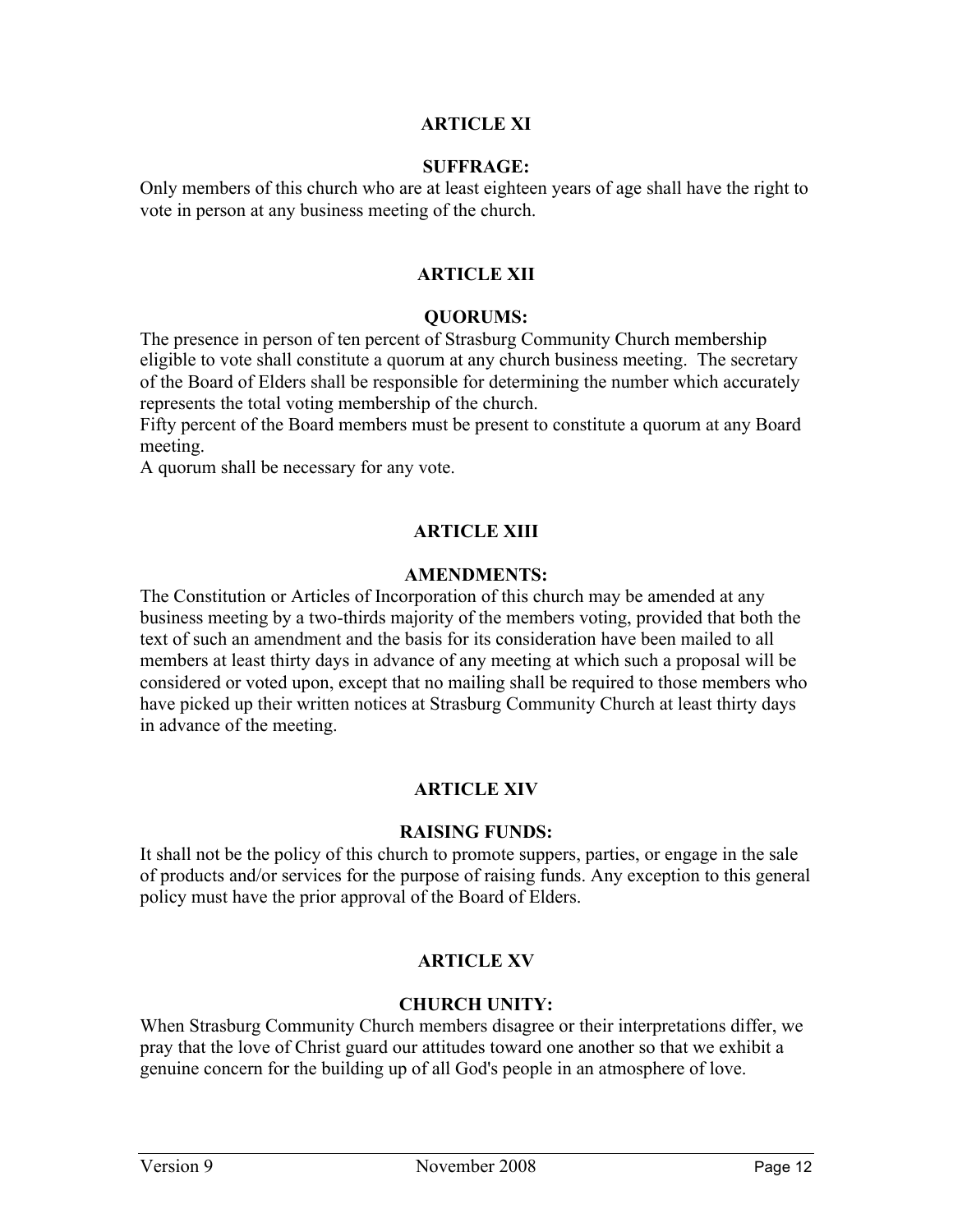## ARTICLE XI

### SUFFRAGE:

Only members of this church who are at least eighteen years of age shall have the right to vote in person at any business meeting of the church.

## ARTICLE XII

### QUORUMS:

The presence in person of ten percent of Strasburg Community Church membership eligible to vote shall constitute a quorum at any church business meeting. The secretary of the Board of Elders shall be responsible for determining the number which accurately represents the total voting membership of the church.

Fifty percent of the Board members must be present to constitute a quorum at any Board meeting.

A quorum shall be necessary for any vote.

## ARTICLE XIII

### AMENDMENTS:

The Constitution or Articles of Incorporation of this church may be amended at any business meeting by a two-thirds majority of the members voting, provided that both the text of such an amendment and the basis for its consideration have been mailed to all members at least thirty days in advance of any meeting at which such a proposal will be considered or voted upon, except that no mailing shall be required to those members who have picked up their written notices at Strasburg Community Church at least thirty days in advance of the meeting.

## ARTICLE XIV

### RAISING FUNDS:

It shall not be the policy of this church to promote suppers, parties, or engage in the sale of products and/or services for the purpose of raising funds. Any exception to this general policy must have the prior approval of the Board of Elders.

## ARTICLE XV

### CHURCH UNITY:

When Strasburg Community Church members disagree or their interpretations differ, we pray that the love of Christ guard our attitudes toward one another so that we exhibit a genuine concern for the building up of all God's people in an atmosphere of love.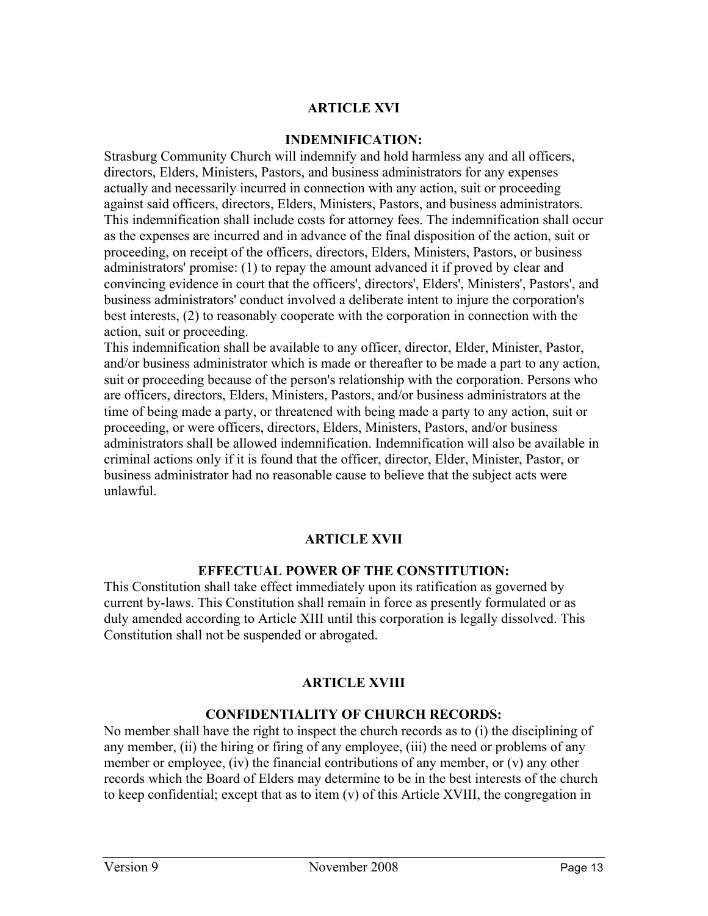## ARTICLE XVI

### INDEMNIFICATION:

Strasburg Community Church will indemnify and hold harmless any and all officers, directors, Elders, Ministers, Pastors, and business administrators for any expenses actually and necessarily incurred in connection with any action, suit or proceeding against said officers, directors, Elders, Ministers, Pastors, and business administrators. This indemnification shall include costs for attorney fees. The indemnification shall occur as the expenses are incurred and in advance of the final disposition of the action, suit or proceeding, on receipt of the officers, directors, Elders, Ministers, Pastors, or business administrators' promise: (1) to repay the amount advanced it if proved by clear and convincing evidence in court that the officers', directors', Elders', Ministers', Pastors', and business administrators' conduct involved a deliberate intent to injure the corporation's best interests, (2) to reasonably cooperate with the corporation in connection with the action, suit or proceeding.

This indemnification shall be available to any officer, director, Elder, Minister, Pastor, and/or business administrator which is made or thereafter to be made a part to any action, suit or proceeding because of the person's relationship with the corporation. Persons who are officers, directors, Elders, Ministers, Pastors, and/or business administrators at the time of being made a party, or threatened with being made a party to any action, suit or proceeding, or were officers, directors, Elders, Ministers, Pastors, and/or business administrators shall be allowed indemnification. Indemnification will also be available in criminal actions only if it is found that the officer, director, Elder, Minister, Pastor, or business administrator had no reasonable cause to believe that the subject acts were unlawful.

## ARTICLE XVII

### EFFECTUAL POWER OF THE CONSTITUTION:

This Constitution shall take effect immediately upon its ratification as governed by current by-laws. This Constitution shall remain in force as presently formulated or as duly amended according to Article XIII until this corporation is legally dissolved. This Constitution shall not be suspended or abrogated.

## ARTICLE XVIII

### CONFIDENTIALITY OF CHURCH RECORDS:

No member shall have the right to inspect the church records as to (i) the disciplining of any member, (ii) the hiring or firing of any employee, (iii) the need or problems of any member or employee, (iv) the financial contributions of any member, or (v) any other records which the Board of Elders may determine to be in the best interests of the church to keep confidential; except that as to item (v) of this Article XVIII, the congregation in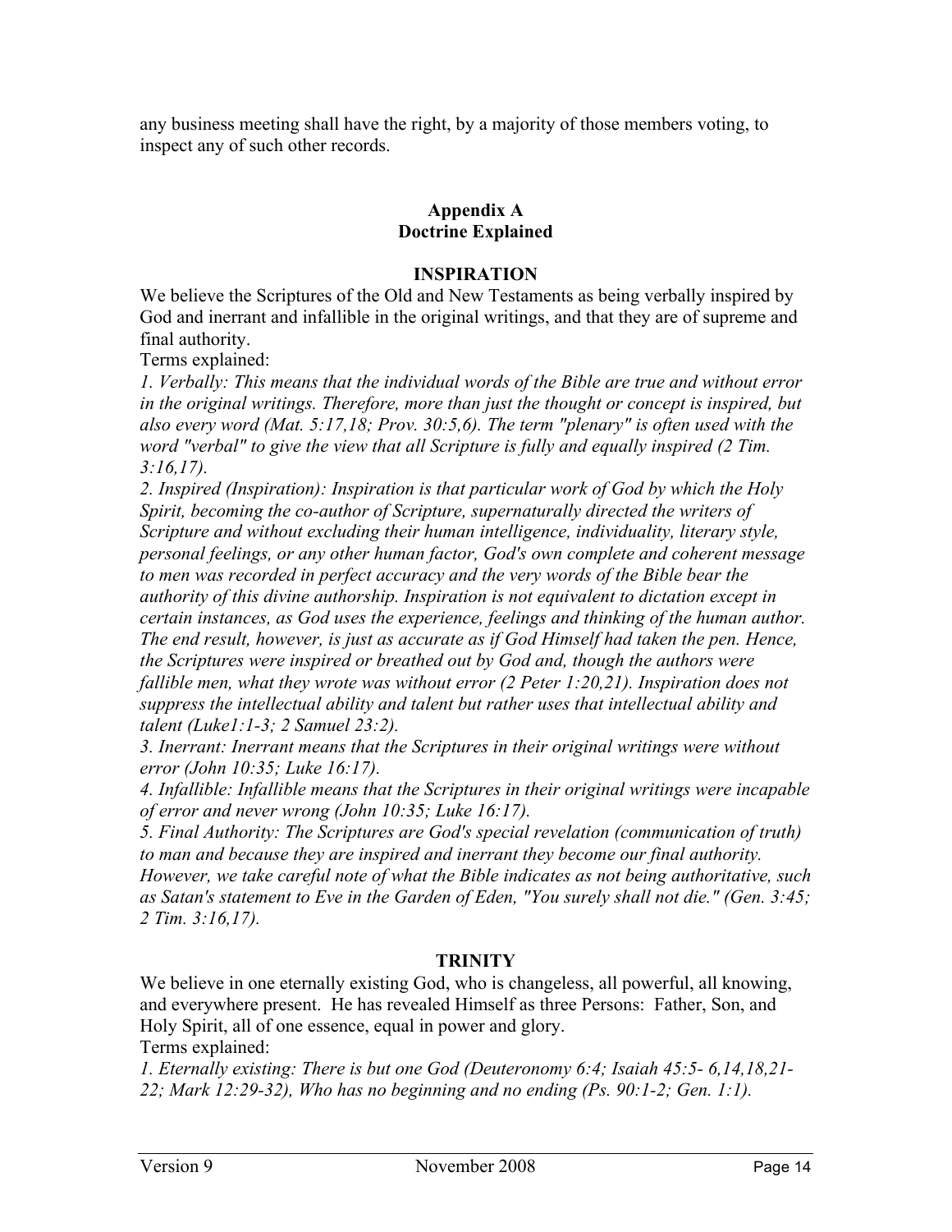any business meeting shall have the right, by a majority of those members voting, to inspect any of such other records.

## Appendix A
## Doctrine Explained

### INSPIRATION

We believe the Scriptures of the Old and New Testaments as being verbally inspired by God and inerrant and infallible in the original writings, and that they are of supreme and final authority.

Terms explained:

*1. Verbally: This means that the individual words of the Bible are true and without error in the original writings. Therefore, more than just the thought or concept is inspired, but also every word (Mat. 5:17,18; Prov. 30:5,6). The term "plenary" is often used with the word "verbal" to give the view that all Scripture is fully and equally inspired (2 Tim. 3:16,17).*

*2. Inspired (Inspiration): Inspiration is that particular work of God by which the Holy Spirit, becoming the co-author of Scripture, supernaturally directed the writers of Scripture and without excluding their human intelligence, individuality, literary style, personal feelings, or any other human factor, God's own complete and coherent message to men was recorded in perfect accuracy and the very words of the Bible bear the authority of this divine authorship. Inspiration is not equivalent to dictation except in certain instances, as God uses the experience, feelings and thinking of the human author. The end result, however, is just as accurate as if God Himself had taken the pen. Hence, the Scriptures were inspired or breathed out by God and, though the authors were fallible men, what they wrote was without error (2 Peter 1:20,21). Inspiration does not suppress the intellectual ability and talent but rather uses that intellectual ability and talent (Luke1:1-3; 2 Samuel 23:2).*

*3. Inerrant: Inerrant means that the Scriptures in their original writings were without error (John 10:35; Luke 16:17).*

*4. Infallible: Infallible means that the Scriptures in their original writings were incapable of error and never wrong (John 10:35; Luke 16:17).*

*5. Final Authority: The Scriptures are God's special revelation (communication of truth) to man and because they are inspired and inerrant they become our final authority. However, we take careful note of what the Bible indicates as not being authoritative, such as Satan's statement to Eve in the Garden of Eden, "You surely shall not die." (Gen. 3:45; 2 Tim. 3:16,17).*

### TRINITY

We believe in one eternally existing God, who is changeless, all powerful, all knowing, and everywhere present. He has revealed Himself as three Persons: Father, Son, and Holy Spirit, all of one essence, equal in power and glory.

Terms explained:

*1. Eternally existing: There is but one God (Deuteronomy 6:4; Isaiah 45:5- 6,14,18,21-22; Mark 12:29-32), Who has no beginning and no ending (Ps. 90:1-2; Gen. 1:1).*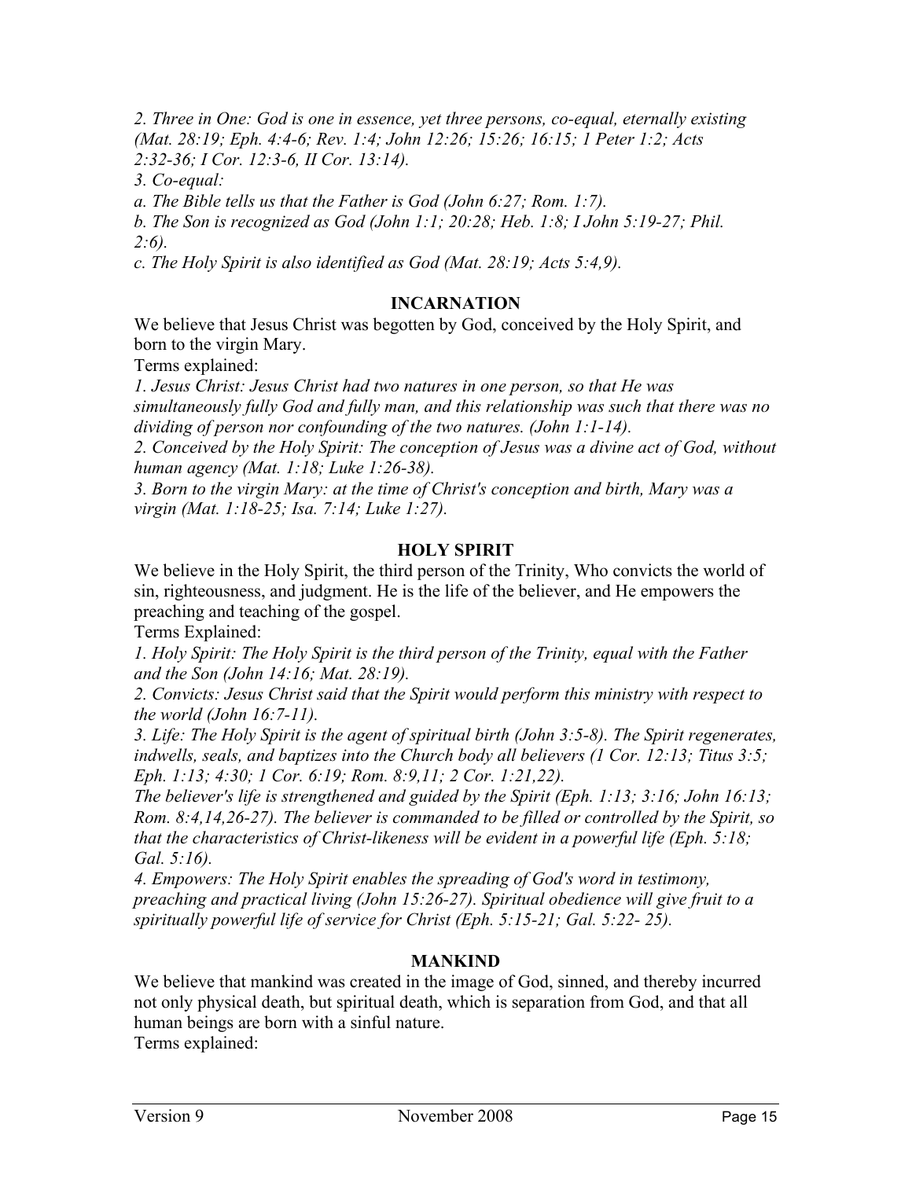*2. Three in One: God is one in essence, yet three persons, co-equal, eternally existing (Mat. 28:19; Eph. 4:4-6; Rev. 1:4; John 12:26; 15:26; 16:15; 1 Peter 1:2; Acts 2:32-36; I Cor. 12:3-6, II Cor. 13:14).*

*3. Co-equal:*

*a. The Bible tells us that the Father is God (John 6:27; Rom. 1:7).*

*b. The Son is recognized as God (John 1:1; 20:28; Heb. 1:8; I John 5:19-27; Phil. 2:6).*

*c. The Holy Spirit is also identified as God (Mat. 28:19; Acts 5:4,9).*

## INCARNATION

We believe that Jesus Christ was begotten by God, conceived by the Holy Spirit, and born to the virgin Mary.

Terms explained:

*1. Jesus Christ: Jesus Christ had two natures in one person, so that He was simultaneously fully God and fully man, and this relationship was such that there was no dividing of person nor confounding of the two natures. (John 1:1-14).*

*2. Conceived by the Holy Spirit: The conception of Jesus was a divine act of God, without human agency (Mat. 1:18; Luke 1:26-38).*

*3. Born to the virgin Mary: at the time of Christ's conception and birth, Mary was a virgin (Mat. 1:18-25; Isa. 7:14; Luke 1:27).*

## HOLY SPIRIT

We believe in the Holy Spirit, the third person of the Trinity, Who convicts the world of sin, righteousness, and judgment. He is the life of the believer, and He empowers the preaching and teaching of the gospel.

Terms Explained:

*1. Holy Spirit: The Holy Spirit is the third person of the Trinity, equal with the Father and the Son (John 14:16; Mat. 28:19).*

*2. Convicts: Jesus Christ said that the Spirit would perform this ministry with respect to the world (John 16:7-11).*

*3. Life: The Holy Spirit is the agent of spiritual birth (John 3:5-8). The Spirit regenerates, indwells, seals, and baptizes into the Church body all believers (1 Cor. 12:13; Titus 3:5; Eph. 1:13; 4:30; 1 Cor. 6:19; Rom. 8:9,11; 2 Cor. 1:21,22).*

*The believer's life is strengthened and guided by the Spirit (Eph. 1:13; 3:16; John 16:13; Rom. 8:4,14,26-27). The believer is commanded to be filled or controlled by the Spirit, so that the characteristics of Christ-likeness will be evident in a powerful life (Eph. 5:18; Gal. 5:16).*

*4. Empowers: The Holy Spirit enables the spreading of God's word in testimony, preaching and practical living (John 15:26-27). Spiritual obedience will give fruit to a spiritually powerful life of service for Christ (Eph. 5:15-21; Gal. 5:22- 25).*

## MANKIND

We believe that mankind was created in the image of God, sinned, and thereby incurred not only physical death, but spiritual death, which is separation from God, and that all human beings are born with a sinful nature.

Terms explained: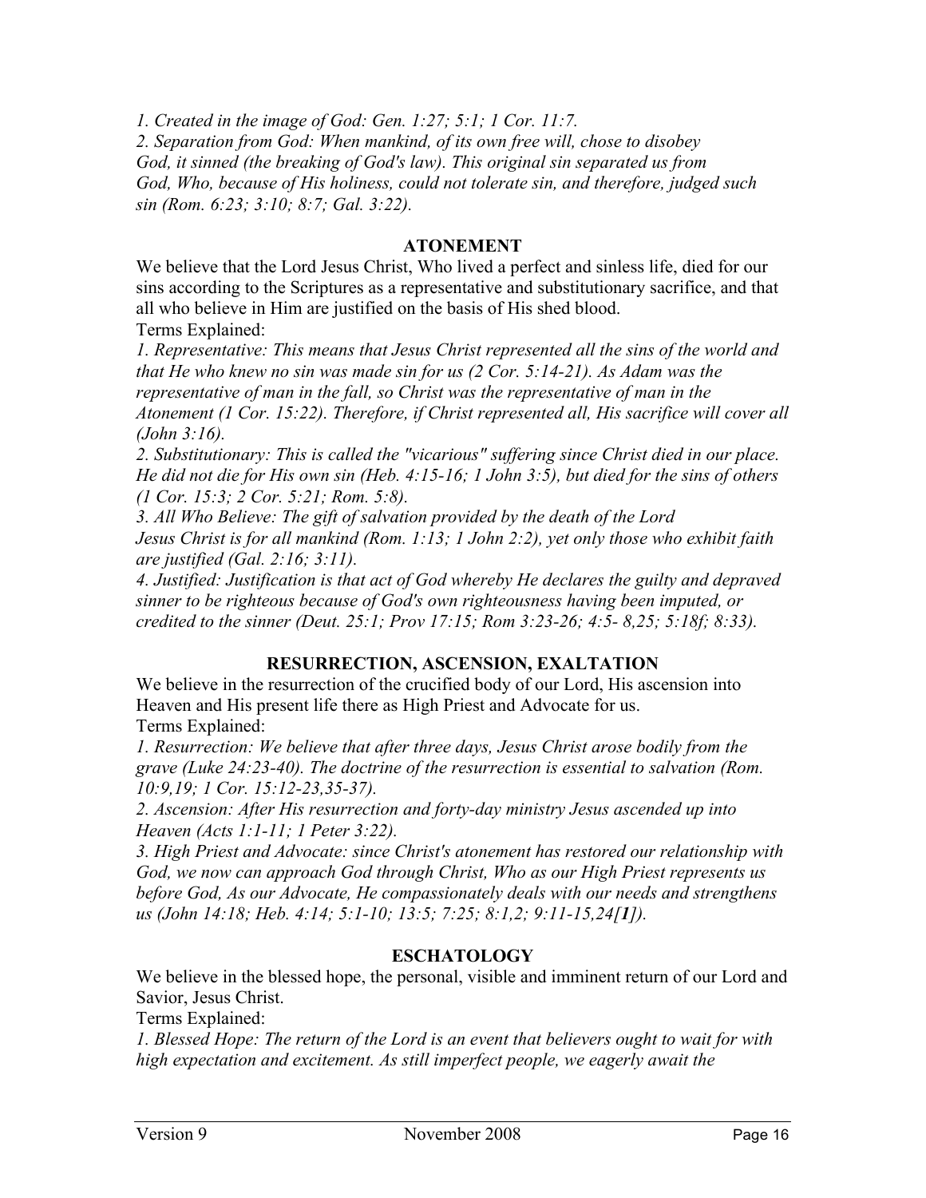*1. Created in the image of God: Gen. 1:27; 5:1; 1 Cor. 11:7.*
*2. Separation from God: When mankind, of its own free will, chose to disobey God, it sinned (the breaking of God's law). This original sin separated us from God, Who, because of His holiness, could not tolerate sin, and therefore, judged such sin (Rom. 6:23; 3:10; 8:7; Gal. 3:22).*

### ATONEMENT

We believe that the Lord Jesus Christ, Who lived a perfect and sinless life, died for our sins according to the Scriptures as a representative and substitutionary sacrifice, and that all who believe in Him are justified on the basis of His shed blood.
Terms Explained:
*1. Representative: This means that Jesus Christ represented all the sins of the world and that He who knew no sin was made sin for us (2 Cor. 5:14-21). As Adam was the representative of man in the fall, so Christ was the representative of man in the Atonement (1 Cor. 15:22). Therefore, if Christ represented all, His sacrifice will cover all (John 3:16).*
*2. Substitutionary: This is called the "vicarious" suffering since Christ died in our place. He did not die for His own sin (Heb. 4:15-16; 1 John 3:5), but died for the sins of others (1 Cor. 15:3; 2 Cor. 5:21; Rom. 5:8).*
*3. All Who Believe: The gift of salvation provided by the death of the Lord Jesus Christ is for all mankind (Rom. 1:13; 1 John 2:2), yet only those who exhibit faith are justified (Gal. 2:16; 3:11).*
*4. Justified: Justification is that act of God whereby He declares the guilty and depraved sinner to be righteous because of God's own righteousness having been imputed, or credited to the sinner (Deut. 25:1; Prov 17:15; Rom 3:23-26; 4:5- 8,25; 5:18f; 8:33).*

### RESURRECTION, ASCENSION, EXALTATION

We believe in the resurrection of the crucified body of our Lord, His ascension into Heaven and His present life there as High Priest and Advocate for us.
Terms Explained:
*1. Resurrection: We believe that after three days, Jesus Christ arose bodily from the grave (Luke 24:23-40). The doctrine of the resurrection is essential to salvation (Rom. 10:9,19; 1 Cor. 15:12-23,35-37).*
*2. Ascension: After His resurrection and forty-day ministry Jesus ascended up into Heaven (Acts 1:1-11; 1 Peter 3:22).*
*3. High Priest and Advocate: since Christ's atonement has restored our relationship with God, we now can approach God through Christ, Who as our High Priest represents us before God, As our Advocate, He compassionately deals with our needs and strengthens us (John 14:18; Heb. 4:14; 5:1-10; 13:5; 7:25; 8:1,2; 9:11-15,24[**1**]).*

### ESCHATOLOGY

We believe in the blessed hope, the personal, visible and imminent return of our Lord and Savior, Jesus Christ.
Terms Explained:
*1. Blessed Hope: The return of the Lord is an event that believers ought to wait for with high expectation and excitement. As still imperfect people, we eagerly await the*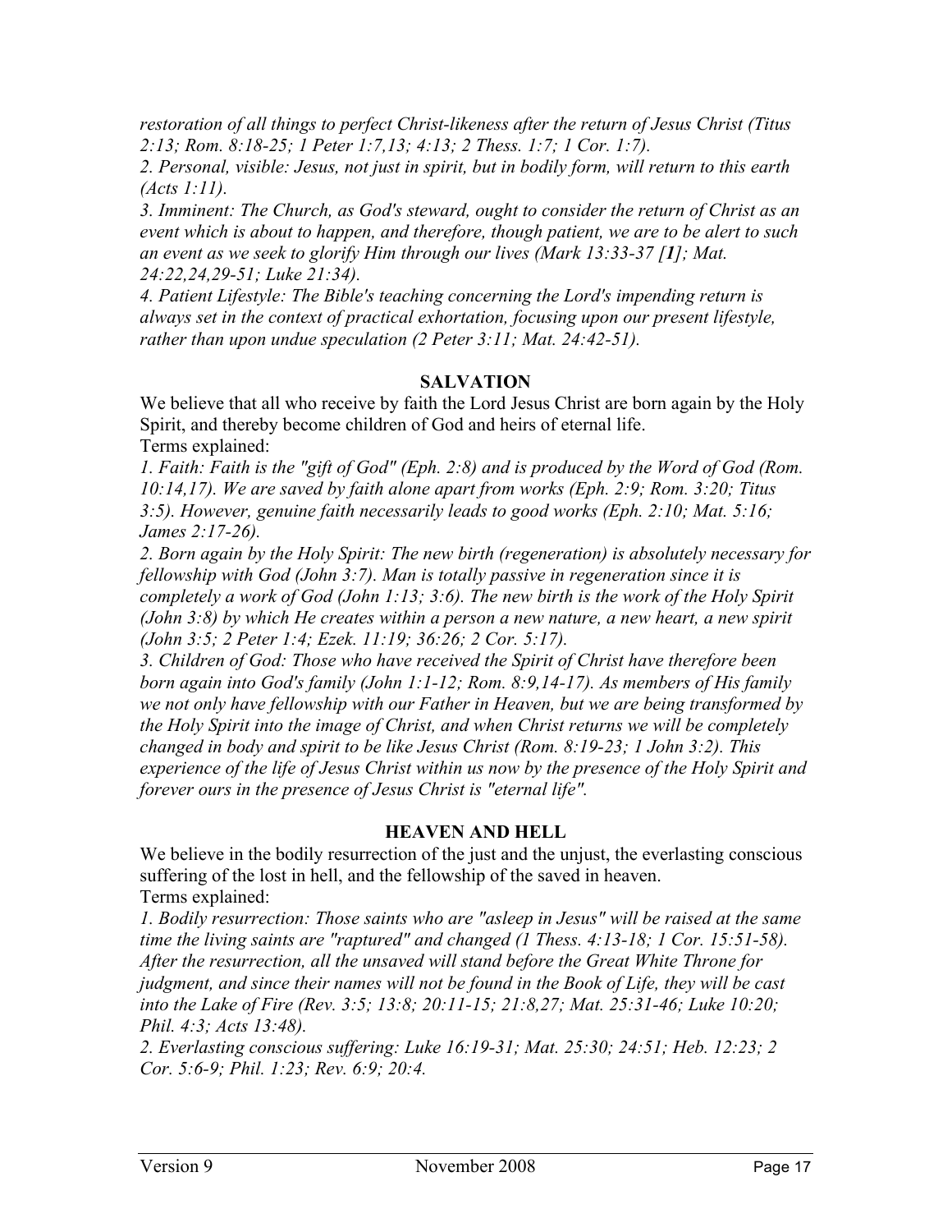*restoration of all things to perfect Christ-likeness after the return of Jesus Christ (Titus 2:13; Rom. 8:18-25; 1 Peter 1:7,13; 4:13; 2 Thess. 1:7; 1 Cor. 1:7).*

*2. Personal, visible: Jesus, not just in spirit, but in bodily form, will return to this earth (Acts 1:11).*

*3. Imminent: The Church, as God's steward, ought to consider the return of Christ as an event which is about to happen, and therefore, though patient, we are to be alert to such an event as we seek to glorify Him through our lives (Mark 13:33-37 [**1**]; Mat. 24:22,24,29-51; Luke 21:34).*

*4. Patient Lifestyle: The Bible's teaching concerning the Lord's impending return is always set in the context of practical exhortation, focusing upon our present lifestyle, rather than upon undue speculation (2 Peter 3:11; Mat. 24:42-51).*

## SALVATION

We believe that all who receive by faith the Lord Jesus Christ are born again by the Holy Spirit, and thereby become children of God and heirs of eternal life.

Terms explained:

*1. Faith: Faith is the "gift of God" (Eph. 2:8) and is produced by the Word of God (Rom. 10:14,17). We are saved by faith alone apart from works (Eph. 2:9; Rom. 3:20; Titus 3:5). However, genuine faith necessarily leads to good works (Eph. 2:10; Mat. 5:16; James 2:17-26).*

*2. Born again by the Holy Spirit: The new birth (regeneration) is absolutely necessary for fellowship with God (John 3:7). Man is totally passive in regeneration since it is completely a work of God (John 1:13; 3:6). The new birth is the work of the Holy Spirit (John 3:8) by which He creates within a person a new nature, a new heart, a new spirit (John 3:5; 2 Peter 1:4; Ezek. 11:19; 36:26; 2 Cor. 5:17).*

*3. Children of God: Those who have received the Spirit of Christ have therefore been born again into God's family (John 1:1-12; Rom. 8:9,14-17). As members of His family we not only have fellowship with our Father in Heaven, but we are being transformed by the Holy Spirit into the image of Christ, and when Christ returns we will be completely changed in body and spirit to be like Jesus Christ (Rom. 8:19-23; 1 John 3:2). This experience of the life of Jesus Christ within us now by the presence of the Holy Spirit and forever ours in the presence of Jesus Christ is "eternal life".*

## HEAVEN AND HELL

We believe in the bodily resurrection of the just and the unjust, the everlasting conscious suffering of the lost in hell, and the fellowship of the saved in heaven.

Terms explained:

*1. Bodily resurrection: Those saints who are "asleep in Jesus" will be raised at the same time the living saints are "raptured" and changed (1 Thess. 4:13-18; 1 Cor. 15:51-58). After the resurrection, all the unsaved will stand before the Great White Throne for judgment, and since their names will not be found in the Book of Life, they will be cast into the Lake of Fire (Rev. 3:5; 13:8; 20:11-15; 21:8,27; Mat. 25:31-46; Luke 10:20; Phil. 4:3; Acts 13:48).*

*2. Everlasting conscious suffering: Luke 16:19-31; Mat. 25:30; 24:51; Heb. 12:23; 2 Cor. 5:6-9; Phil. 1:23; Rev. 6:9; 20:4.*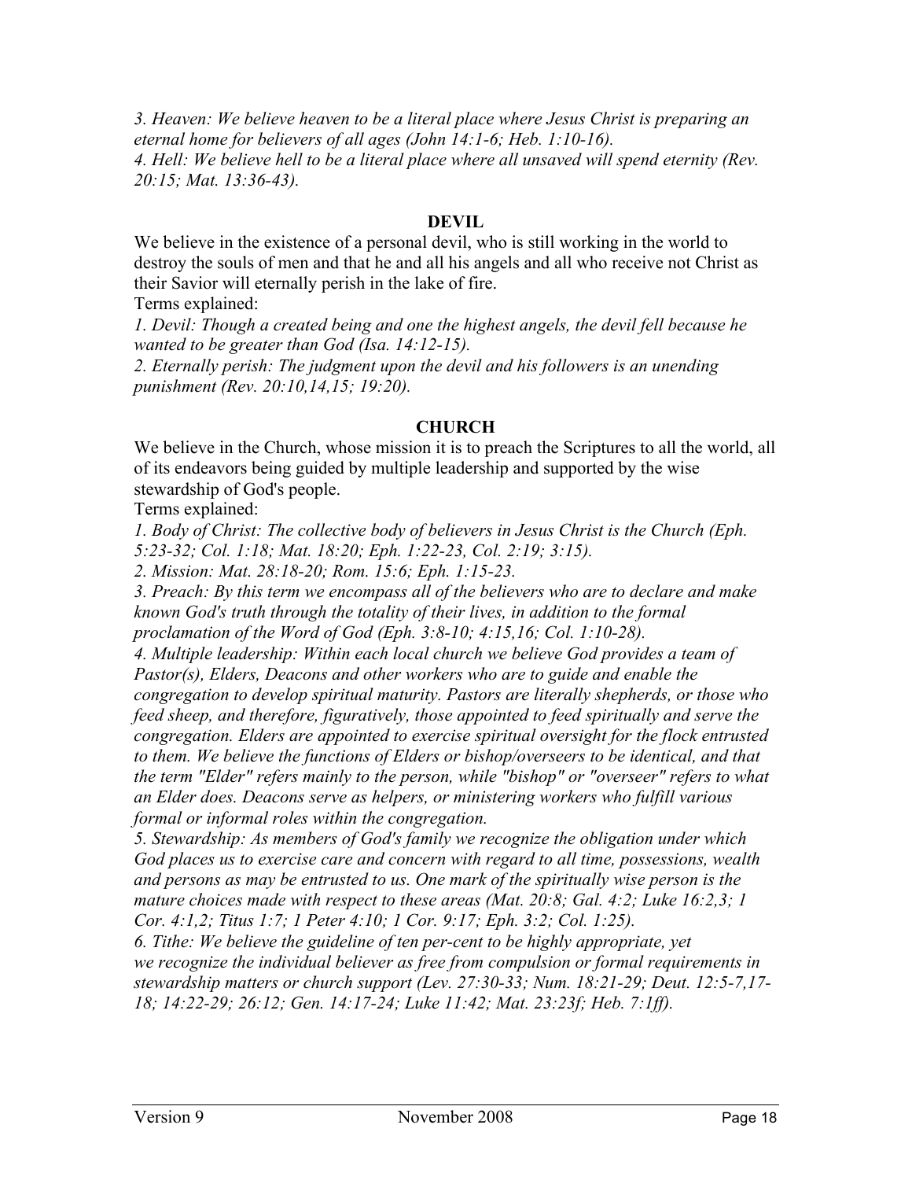*3. Heaven: We believe heaven to be a literal place where Jesus Christ is preparing an eternal home for believers of all ages (John 14:1-6; Heb. 1:10-16).*
*4. Hell: We believe hell to be a literal place where all unsaved will spend eternity (Rev. 20:15; Mat. 13:36-43).*

## DEVIL

We believe in the existence of a personal devil, who is still working in the world to destroy the souls of men and that he and all his angels and all who receive not Christ as their Savior will eternally perish in the lake of fire.

Terms explained:

*1. Devil: Though a created being and one the highest angels, the devil fell because he wanted to be greater than God (Isa. 14:12-15).*
*2. Eternally perish: The judgment upon the devil and his followers is an unending punishment (Rev. 20:10,14,15; 19:20).*

## CHURCH

We believe in the Church, whose mission it is to preach the Scriptures to all the world, all of its endeavors being guided by multiple leadership and supported by the wise stewardship of God's people.

Terms explained:

*1. Body of Christ: The collective body of believers in Jesus Christ is the Church (Eph. 5:23-32; Col. 1:18; Mat. 18:20; Eph. 1:22-23, Col. 2:19; 3:15).*
*2. Mission: Mat. 28:18-20; Rom. 15:6; Eph. 1:15-23.*
*3. Preach: By this term we encompass all of the believers who are to declare and make known God's truth through the totality of their lives, in addition to the formal proclamation of the Word of God (Eph. 3:8-10; 4:15,16; Col. 1:10-28).*
*4. Multiple leadership: Within each local church we believe God provides a team of Pastor(s), Elders, Deacons and other workers who are to guide and enable the congregation to develop spiritual maturity. Pastors are literally shepherds, or those who feed sheep, and therefore, figuratively, those appointed to feed spiritually and serve the congregation. Elders are appointed to exercise spiritual oversight for the flock entrusted to them. We believe the functions of Elders or bishop/overseers to be identical, and that the term "Elder" refers mainly to the person, while "bishop" or "overseer" refers to what an Elder does. Deacons serve as helpers, or ministering workers who fulfill various formal or informal roles within the congregation.*
*5. Stewardship: As members of God's family we recognize the obligation under which God places us to exercise care and concern with regard to all time, possessions, wealth and persons as may be entrusted to us. One mark of the spiritually wise person is the mature choices made with respect to these areas (Mat. 20:8; Gal. 4:2; Luke 16:2,3; 1 Cor. 4:1,2; Titus 1:7; 1 Peter 4:10; 1 Cor. 9:17; Eph. 3:2; Col. 1:25).*
*6. Tithe: We believe the guideline of ten per-cent to be highly appropriate, yet we recognize the individual believer as free from compulsion or formal requirements in stewardship matters or church support (Lev. 27:30-33; Num. 18:21-29; Deut. 12:5-7,17-18; 14:22-29; 26:12; Gen. 14:17-24; Luke 11:42; Mat. 23:23f; Heb. 7:1ff).*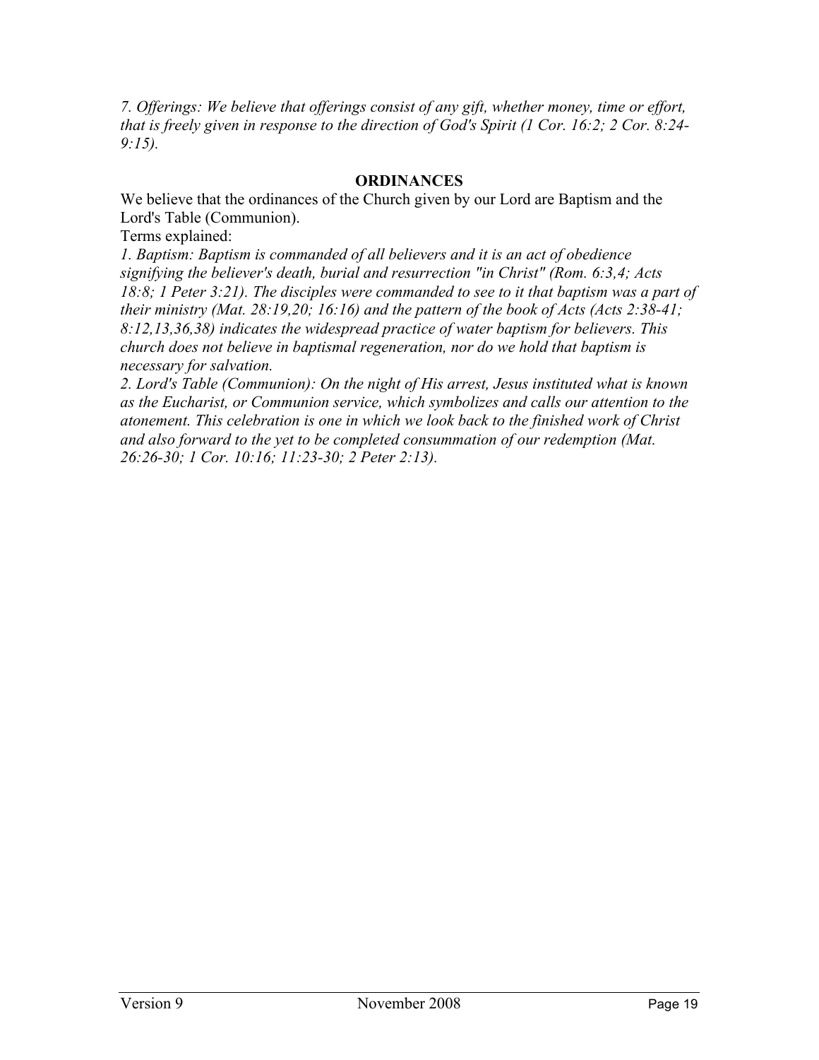*7. Offerings: We believe that offerings consist of any gift, whether money, time or effort, that is freely given in response to the direction of God's Spirit (1 Cor. 16:2; 2 Cor. 8:24-9:15).*

## ORDINANCES

We believe that the ordinances of the Church given by our Lord are Baptism and the Lord's Table (Communion).

Terms explained:

*1. Baptism: Baptism is commanded of all believers and it is an act of obedience signifying the believer's death, burial and resurrection "in Christ" (Rom. 6:3,4; Acts 18:8; 1 Peter 3:21). The disciples were commanded to see to it that baptism was a part of their ministry (Mat. 28:19,20; 16:16) and the pattern of the book of Acts (Acts 2:38-41; 8:12,13,36,38) indicates the widespread practice of water baptism for believers. This church does not believe in baptismal regeneration, nor do we hold that baptism is necessary for salvation.*

*2. Lord's Table (Communion): On the night of His arrest, Jesus instituted what is known as the Eucharist, or Communion service, which symbolizes and calls our attention to the atonement. This celebration is one in which we look back to the finished work of Christ and also forward to the yet to be completed consummation of our redemption (Mat. 26:26-30; 1 Cor. 10:16; 11:23-30; 2 Peter 2:13).*